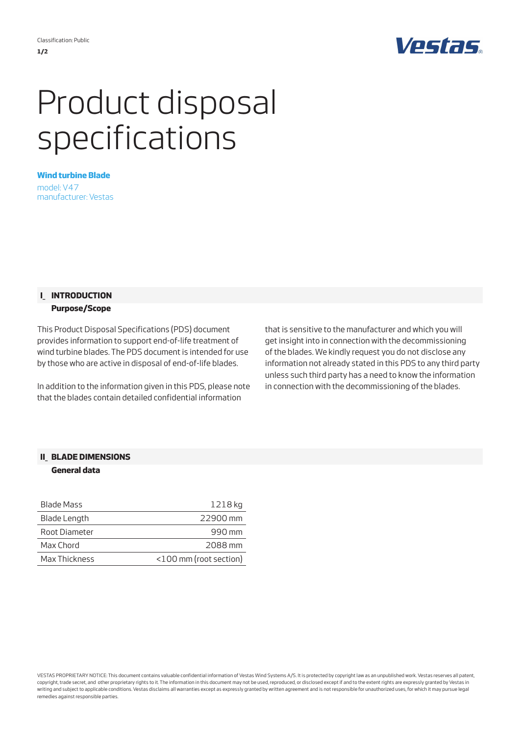Classification: Public

# Product disposal specifications

**Wind turbine Blade**

model: V47
manufacturer: Vestas

## I_ INTRODUCTION

### Purpose/Scope

This Product Disposal Specifications (PDS) document provides information to support end-of-life treatment of wind turbine blades. The PDS document is intended for use by those who are active in disposal of end-of-life blades.

In addition to the information given in this PDS, please note that the blades contain detailed confidential information that is sensitive to the manufacturer and which you will get insight into in connection with the decommissioning of the blades. We kindly request you do not disclose any information not already stated in this PDS to any third party unless such third party has a need to know the information in connection with the decommissioning of the blades.

## II_ BLADE DIMENSIONS

### General data

| | |
|---|---|
| Blade Mass | 1218 kg |
| Blade Length | 22900 mm |
| Root Diameter | 990 mm |
| Max Chord | 2088 mm |
| Max Thickness | <100 mm (root section) |

VESTAS PROPRIETARY NOTICE: This document contains valuable confidential information of Vestas Wind Systems A/S. It is protected by copyright law as an unpublished work. Vestas reserves all patent, copyright, trade secret, and other proprietary rights to it. The information in this document may not be used, reproduced, or disclosed except if and to the extent rights are expressly granted by Vestas in writing and subject to applicable conditions. Vestas disclaims all warranties except as expressly granted by written agreement and is not responsible for unauthorized uses, for which it may pursue legal remedies against responsible parties.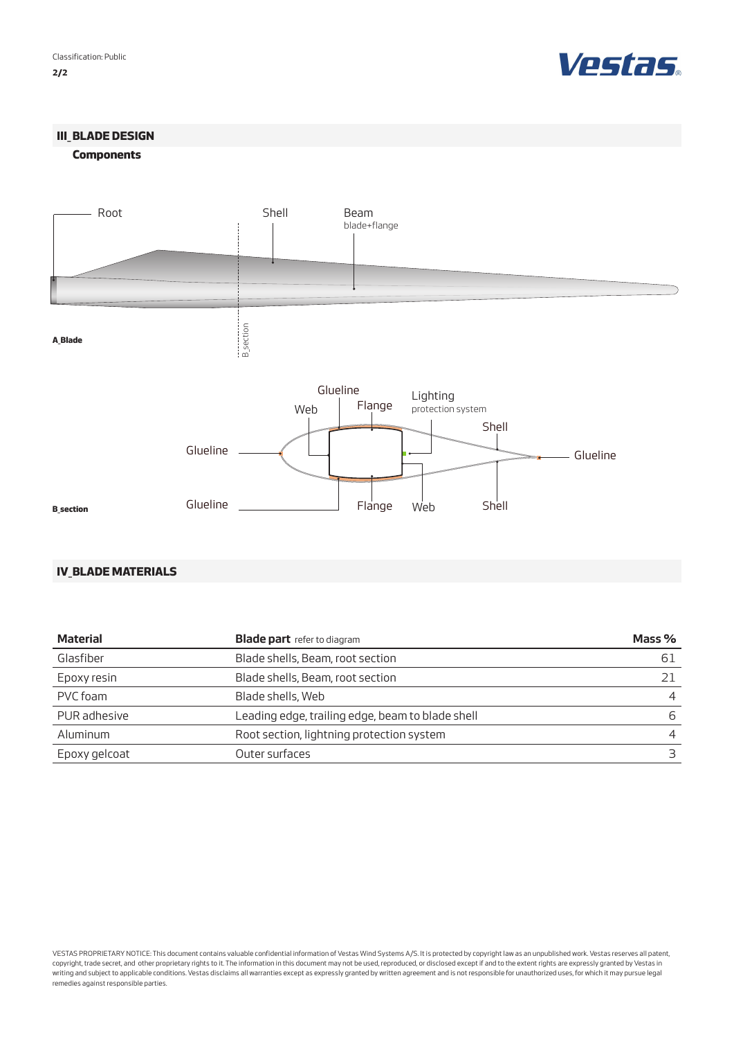## III_ BLADE DESIGN

### Components

Root

Shell

Beam
blade+flange

**A_Blade**

B_section

Glueline

Web

Flange

Lighting
protection system

Shell

Glueline

Glueline

Glueline

Flange

Web

Shell

**B_section**

## IV_BLADE MATERIALS

| Material | Blade part refer to diagram | Mass % |
|---|---|---|
| Glasfiber | Blade shells, Beam, root section | 61 |
| Epoxy resin | Blade shells, Beam, root section | 21 |
| PVC foam | Blade shells, Web | 4 |
| PUR adhesive | Leading edge, trailing edge, beam to blade shell | 6 |
| Aluminum | Root section, lightning protection system | 4 |
| Epoxy gelcoat | Outer surfaces | 3 |

VESTAS PROPRIETARY NOTICE: This document contains valuable confidential information of Vestas Wind Systems A/S. It is protected by copyright law as an unpublished work. Vestas reserves all patent, copyright, trade secret, and other proprietary rights to it. The information in this document may not be used, reproduced, or disclosed except if and to the extent rights are expressly granted by Vestas in writing and subject to applicable conditions. Vestas disclaims all warranties except as expressly granted by written agreement and is not responsible for unauthorized uses, for which it may pursue legal remedies against responsible parties.